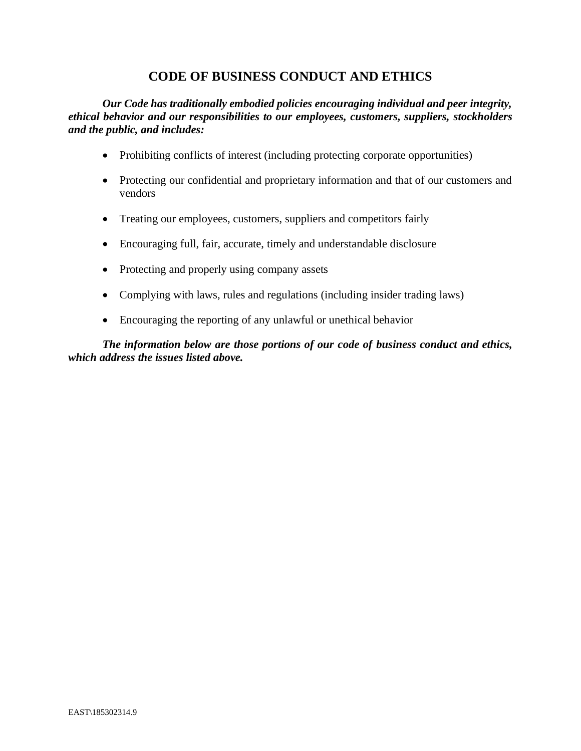# CODE OF BUSINESS CONDUCT AND ETHICS

***Our Code has traditionally embodied policies encouraging individual and peer integrity, ethical behavior and our responsibilities to our employees, customers, suppliers, stockholders and the public, and includes:***

- Prohibiting conflicts of interest (including protecting corporate opportunities)
- Protecting our confidential and proprietary information and that of our customers and vendors
- Treating our employees, customers, suppliers and competitors fairly
- Encouraging full, fair, accurate, timely and understandable disclosure
- Protecting and properly using company assets
- Complying with laws, rules and regulations (including insider trading laws)
- Encouraging the reporting of any unlawful or unethical behavior

***The information below are those portions of our code of business conduct and ethics, which address the issues listed above.***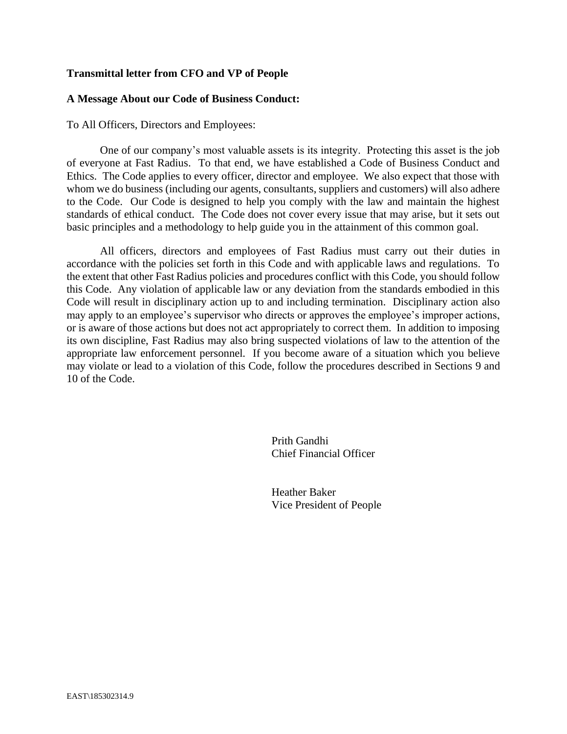**Transmittal letter from CFO and VP of People**

**A Message About our Code of Business Conduct:**

To All Officers, Directors and Employees:

One of our company's most valuable assets is its integrity. Protecting this asset is the job of everyone at Fast Radius. To that end, we have established a Code of Business Conduct and Ethics. The Code applies to every officer, director and employee. We also expect that those with whom we do business (including our agents, consultants, suppliers and customers) will also adhere to the Code. Our Code is designed to help you comply with the law and maintain the highest standards of ethical conduct. The Code does not cover every issue that may arise, but it sets out basic principles and a methodology to help guide you in the attainment of this common goal.

All officers, directors and employees of Fast Radius must carry out their duties in accordance with the policies set forth in this Code and with applicable laws and regulations. To the extent that other Fast Radius policies and procedures conflict with this Code, you should follow this Code. Any violation of applicable law or any deviation from the standards embodied in this Code will result in disciplinary action up to and including termination. Disciplinary action also may apply to an employee's supervisor who directs or approves the employee's improper actions, or is aware of those actions but does not act appropriately to correct them. In addition to imposing its own discipline, Fast Radius may also bring suspected violations of law to the attention of the appropriate law enforcement personnel. If you become aware of a situation which you believe may violate or lead to a violation of this Code, follow the procedures described in Sections 9 and 10 of the Code.

Prith Gandhi
Chief Financial Officer

Heather Baker
Vice President of People

EAST\185302314.9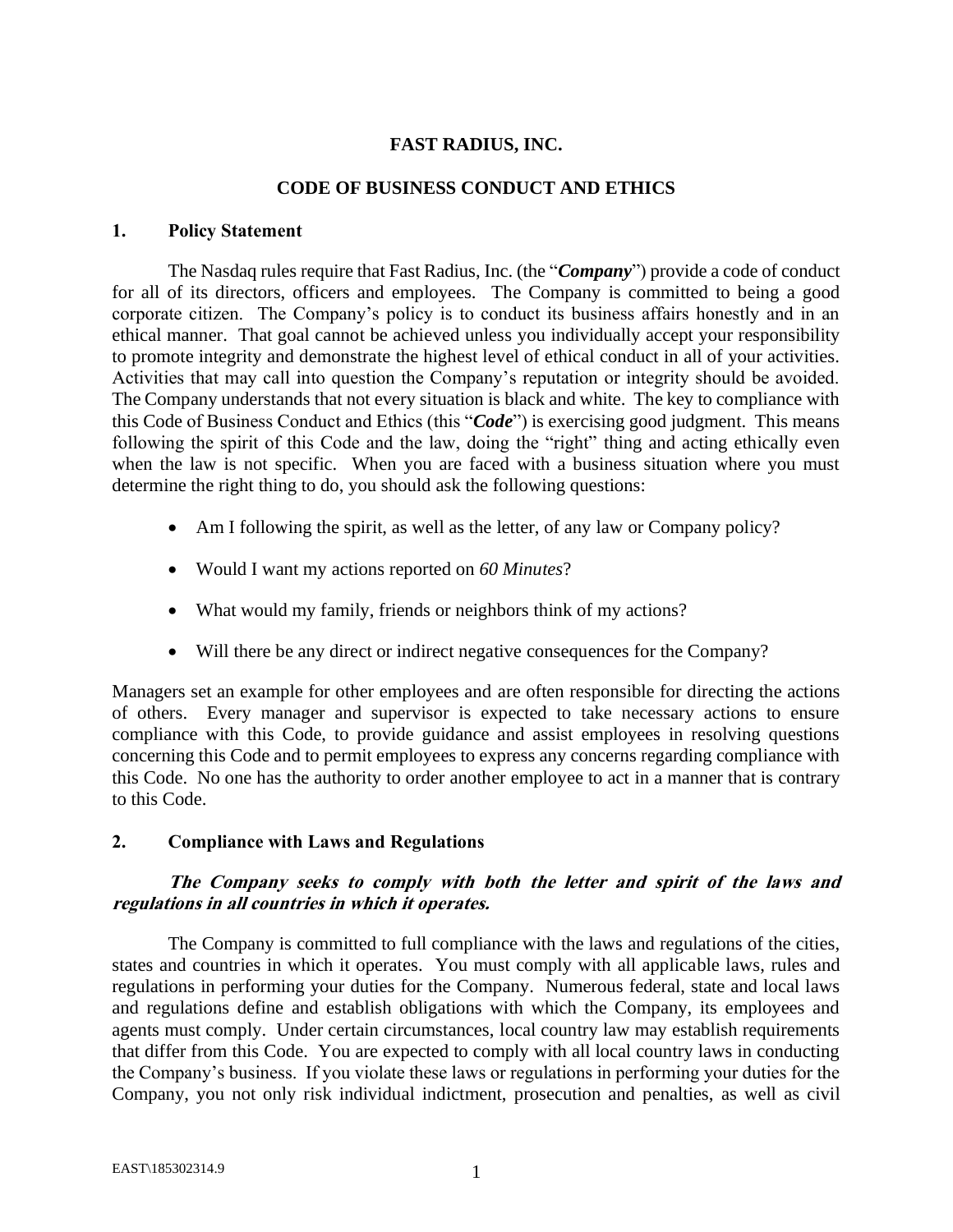**FAST RADIUS, INC.**

**CODE OF BUSINESS CONDUCT AND ETHICS**

## 1. Policy Statement

The Nasdaq rules require that Fast Radius, Inc. (the "***Company***") provide a code of conduct for all of its directors, officers and employees. The Company is committed to being a good corporate citizen. The Company's policy is to conduct its business affairs honestly and in an ethical manner. That goal cannot be achieved unless you individually accept your responsibility to promote integrity and demonstrate the highest level of ethical conduct in all of your activities. Activities that may call into question the Company's reputation or integrity should be avoided. The Company understands that not every situation is black and white. The key to compliance with this Code of Business Conduct and Ethics (this "***Code***") is exercising good judgment. This means following the spirit of this Code and the law, doing the "right" thing and acting ethically even when the law is not specific. When you are faced with a business situation where you must determine the right thing to do, you should ask the following questions:

- Am I following the spirit, as well as the letter, of any law or Company policy?
- Would I want my actions reported on *60 Minutes*?
- What would my family, friends or neighbors think of my actions?
- Will there be any direct or indirect negative consequences for the Company?

Managers set an example for other employees and are often responsible for directing the actions of others. Every manager and supervisor is expected to take necessary actions to ensure compliance with this Code, to provide guidance and assist employees in resolving questions concerning this Code and to permit employees to express any concerns regarding compliance with this Code. No one has the authority to order another employee to act in a manner that is contrary to this Code.

## 2. Compliance with Laws and Regulations

***The Company seeks to comply with both the letter and spirit of the laws and regulations in all countries in which it operates.***

The Company is committed to full compliance with the laws and regulations of the cities, states and countries in which it operates. You must comply with all applicable laws, rules and regulations in performing your duties for the Company. Numerous federal, state and local laws and regulations define and establish obligations with which the Company, its employees and agents must comply. Under certain circumstances, local country law may establish requirements that differ from this Code. You are expected to comply with all local country laws in conducting the Company's business. If you violate these laws or regulations in performing your duties for the Company, you not only risk individual indictment, prosecution and penalties, as well as civil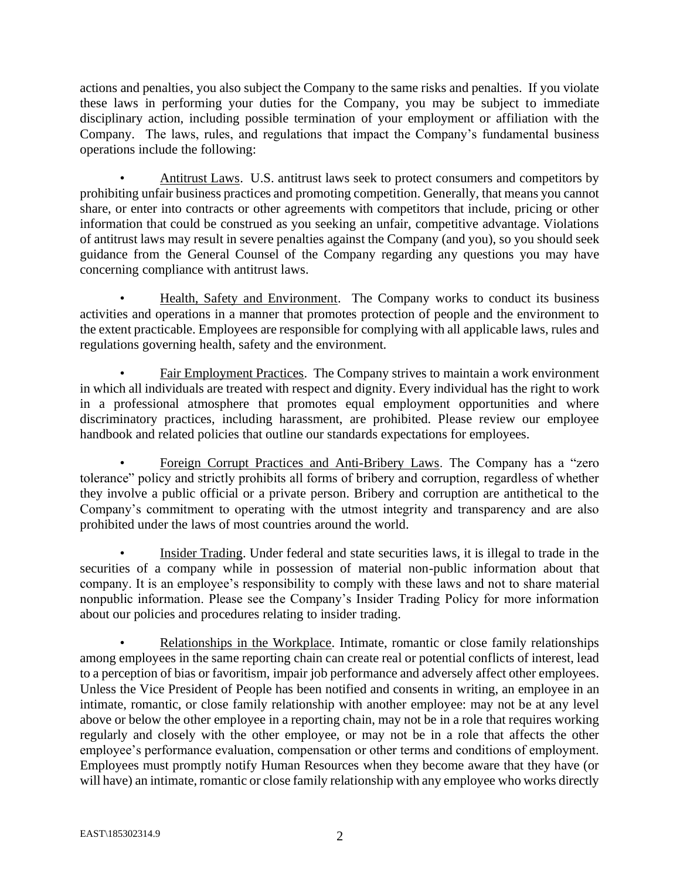actions and penalties, you also subject the Company to the same risks and penalties. If you violate these laws in performing your duties for the Company, you may be subject to immediate disciplinary action, including possible termination of your employment or affiliation with the Company. The laws, rules, and regulations that impact the Company's fundamental business operations include the following:

- Antitrust Laws. U.S. antitrust laws seek to protect consumers and competitors by prohibiting unfair business practices and promoting competition. Generally, that means you cannot share, or enter into contracts or other agreements with competitors that include, pricing or other information that could be construed as you seeking an unfair, competitive advantage. Violations of antitrust laws may result in severe penalties against the Company (and you), so you should seek guidance from the General Counsel of the Company regarding any questions you may have concerning compliance with antitrust laws.

- Health, Safety and Environment. The Company works to conduct its business activities and operations in a manner that promotes protection of people and the environment to the extent practicable. Employees are responsible for complying with all applicable laws, rules and regulations governing health, safety and the environment.

- Fair Employment Practices. The Company strives to maintain a work environment in which all individuals are treated with respect and dignity. Every individual has the right to work in a professional atmosphere that promotes equal employment opportunities and where discriminatory practices, including harassment, are prohibited. Please review our employee handbook and related policies that outline our standards expectations for employees.

- Foreign Corrupt Practices and Anti-Bribery Laws. The Company has a "zero tolerance" policy and strictly prohibits all forms of bribery and corruption, regardless of whether they involve a public official or a private person. Bribery and corruption are antithetical to the Company's commitment to operating with the utmost integrity and transparency and are also prohibited under the laws of most countries around the world.

- Insider Trading. Under federal and state securities laws, it is illegal to trade in the securities of a company while in possession of material non-public information about that company. It is an employee's responsibility to comply with these laws and not to share material nonpublic information. Please see the Company's Insider Trading Policy for more information about our policies and procedures relating to insider trading.

- Relationships in the Workplace. Intimate, romantic or close family relationships among employees in the same reporting chain can create real or potential conflicts of interest, lead to a perception of bias or favoritism, impair job performance and adversely affect other employees. Unless the Vice President of People has been notified and consents in writing, an employee in an intimate, romantic, or close family relationship with another employee: may not be at any level above or below the other employee in a reporting chain, may not be in a role that requires working regularly and closely with the other employee, or may not be in a role that affects the other employee's performance evaluation, compensation or other terms and conditions of employment. Employees must promptly notify Human Resources when they become aware that they have (or will have) an intimate, romantic or close family relationship with any employee who works directly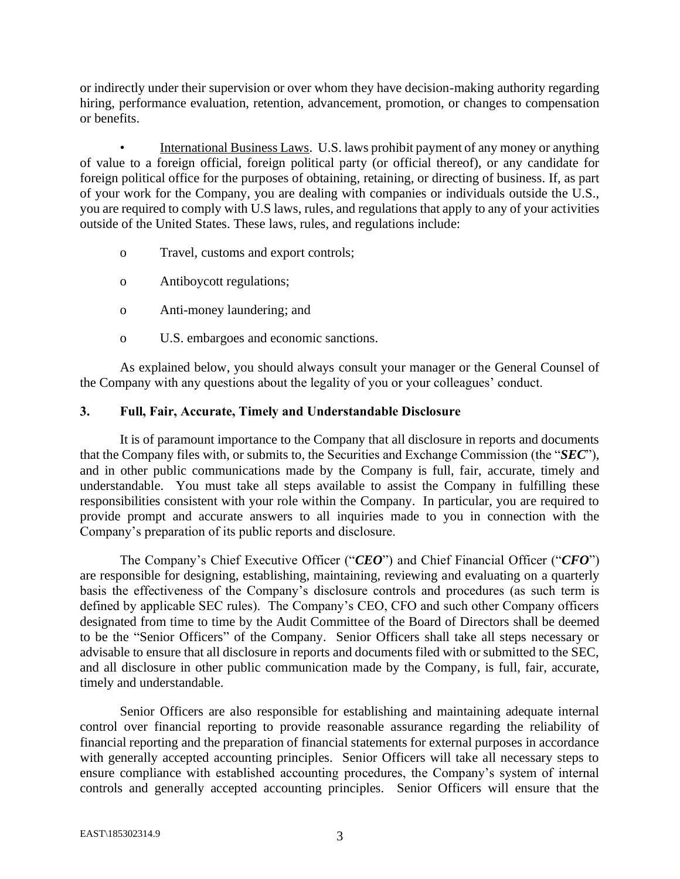or indirectly under their supervision or over whom they have decision-making authority regarding hiring, performance evaluation, retention, advancement, promotion, or changes to compensation or benefits.

- International Business Laws. U.S. laws prohibit payment of any money or anything of value to a foreign official, foreign political party (or official thereof), or any candidate for foreign political office for the purposes of obtaining, retaining, or directing of business. If, as part of your work for the Company, you are dealing with companies or individuals outside the U.S., you are required to comply with U.S laws, rules, and regulations that apply to any of your activities outside of the United States. These laws, rules, and regulations include:
  - Travel, customs and export controls;
  - Antiboycott regulations;
  - Anti-money laundering; and
  - U.S. embargoes and economic sanctions.

As explained below, you should always consult your manager or the General Counsel of the Company with any questions about the legality of you or your colleagues' conduct.

### 3. Full, Fair, Accurate, Timely and Understandable Disclosure

It is of paramount importance to the Company that all disclosure in reports and documents that the Company files with, or submits to, the Securities and Exchange Commission (the "***SEC***"), and in other public communications made by the Company is full, fair, accurate, timely and understandable. You must take all steps available to assist the Company in fulfilling these responsibilities consistent with your role within the Company. In particular, you are required to provide prompt and accurate answers to all inquiries made to you in connection with the Company's preparation of its public reports and disclosure.

The Company's Chief Executive Officer ("***CEO***") and Chief Financial Officer ("***CFO***") are responsible for designing, establishing, maintaining, reviewing and evaluating on a quarterly basis the effectiveness of the Company's disclosure controls and procedures (as such term is defined by applicable SEC rules). The Company's CEO, CFO and such other Company officers designated from time to time by the Audit Committee of the Board of Directors shall be deemed to be the "Senior Officers" of the Company. Senior Officers shall take all steps necessary or advisable to ensure that all disclosure in reports and documents filed with or submitted to the SEC, and all disclosure in other public communication made by the Company, is full, fair, accurate, timely and understandable.

Senior Officers are also responsible for establishing and maintaining adequate internal control over financial reporting to provide reasonable assurance regarding the reliability of financial reporting and the preparation of financial statements for external purposes in accordance with generally accepted accounting principles. Senior Officers will take all necessary steps to ensure compliance with established accounting procedures, the Company's system of internal controls and generally accepted accounting principles. Senior Officers will ensure that the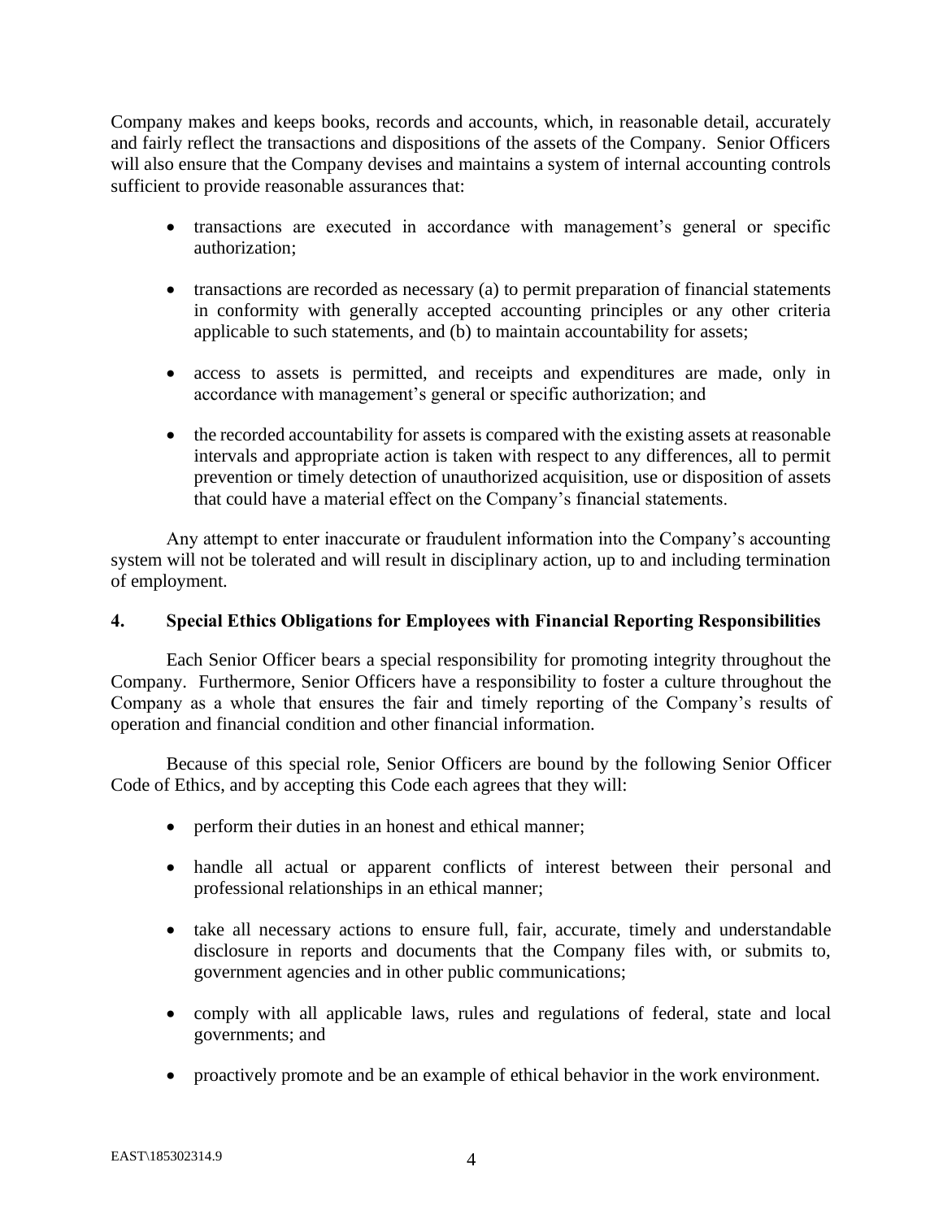Company makes and keeps books, records and accounts, which, in reasonable detail, accurately and fairly reflect the transactions and dispositions of the assets of the Company. Senior Officers will also ensure that the Company devises and maintains a system of internal accounting controls sufficient to provide reasonable assurances that:

- transactions are executed in accordance with management's general or specific authorization;
- transactions are recorded as necessary (a) to permit preparation of financial statements in conformity with generally accepted accounting principles or any other criteria applicable to such statements, and (b) to maintain accountability for assets;
- access to assets is permitted, and receipts and expenditures are made, only in accordance with management's general or specific authorization; and
- the recorded accountability for assets is compared with the existing assets at reasonable intervals and appropriate action is taken with respect to any differences, all to permit prevention or timely detection of unauthorized acquisition, use or disposition of assets that could have a material effect on the Company's financial statements.

Any attempt to enter inaccurate or fraudulent information into the Company's accounting system will not be tolerated and will result in disciplinary action, up to and including termination of employment.

## 4. Special Ethics Obligations for Employees with Financial Reporting Responsibilities

Each Senior Officer bears a special responsibility for promoting integrity throughout the Company. Furthermore, Senior Officers have a responsibility to foster a culture throughout the Company as a whole that ensures the fair and timely reporting of the Company's results of operation and financial condition and other financial information.

Because of this special role, Senior Officers are bound by the following Senior Officer Code of Ethics, and by accepting this Code each agrees that they will:

- perform their duties in an honest and ethical manner;
- handle all actual or apparent conflicts of interest between their personal and professional relationships in an ethical manner;
- take all necessary actions to ensure full, fair, accurate, timely and understandable disclosure in reports and documents that the Company files with, or submits to, government agencies and in other public communications;
- comply with all applicable laws, rules and regulations of federal, state and local governments; and
- proactively promote and be an example of ethical behavior in the work environment.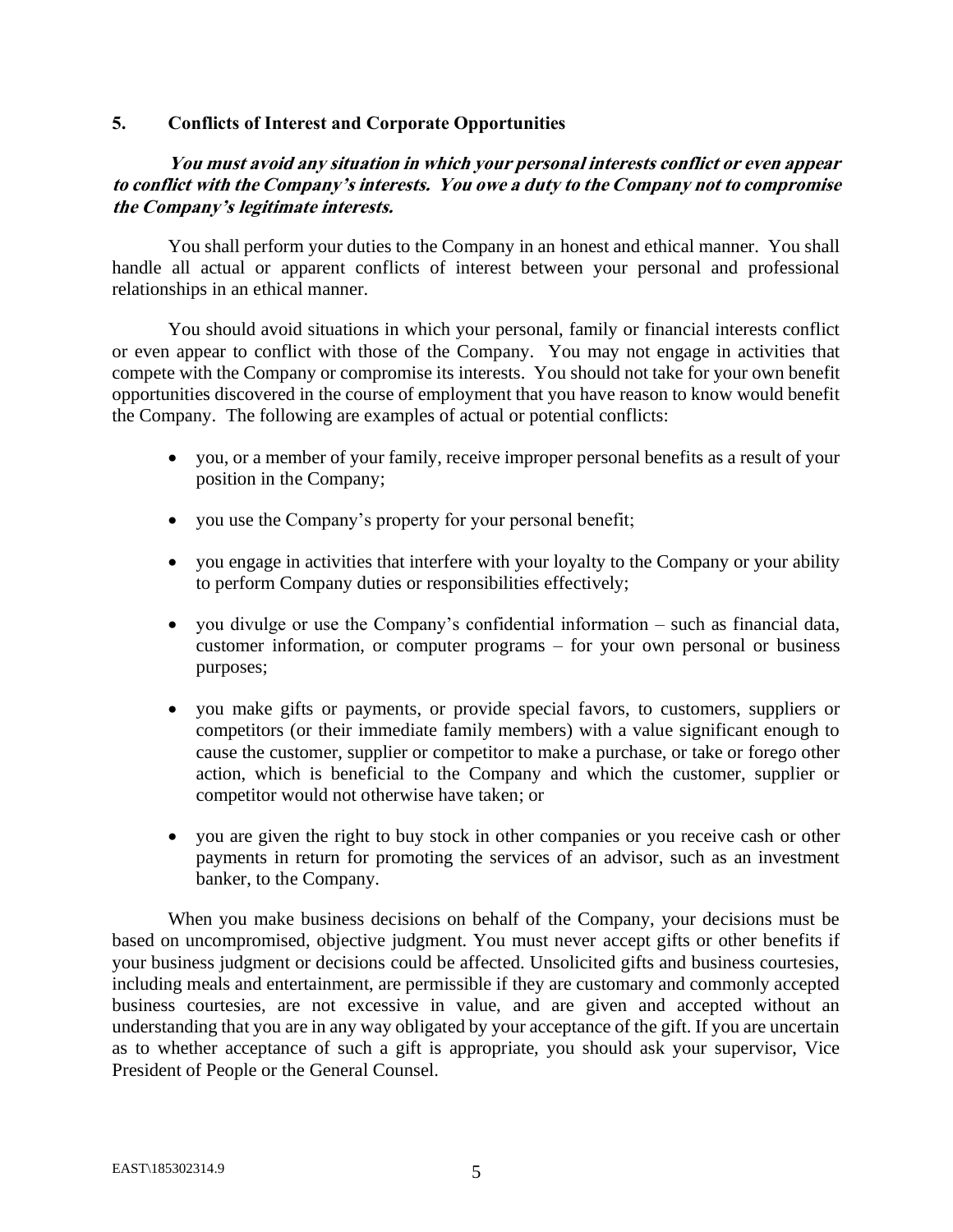## 5. Conflicts of Interest and Corporate Opportunities

***You must avoid any situation in which your personal interests conflict or even appear to conflict with the Company's interests. You owe a duty to the Company not to compromise the Company's legitimate interests.***

You shall perform your duties to the Company in an honest and ethical manner. You shall handle all actual or apparent conflicts of interest between your personal and professional relationships in an ethical manner.

You should avoid situations in which your personal, family or financial interests conflict or even appear to conflict with those of the Company. You may not engage in activities that compete with the Company or compromise its interests. You should not take for your own benefit opportunities discovered in the course of employment that you have reason to know would benefit the Company. The following are examples of actual or potential conflicts:

- you, or a member of your family, receive improper personal benefits as a result of your position in the Company;
- you use the Company's property for your personal benefit;
- you engage in activities that interfere with your loyalty to the Company or your ability to perform Company duties or responsibilities effectively;
- you divulge or use the Company's confidential information – such as financial data, customer information, or computer programs – for your own personal or business purposes;
- you make gifts or payments, or provide special favors, to customers, suppliers or competitors (or their immediate family members) with a value significant enough to cause the customer, supplier or competitor to make a purchase, or take or forego other action, which is beneficial to the Company and which the customer, supplier or competitor would not otherwise have taken; or
- you are given the right to buy stock in other companies or you receive cash or other payments in return for promoting the services of an advisor, such as an investment banker, to the Company.

When you make business decisions on behalf of the Company, your decisions must be based on uncompromised, objective judgment. You must never accept gifts or other benefits if your business judgment or decisions could be affected. Unsolicited gifts and business courtesies, including meals and entertainment, are permissible if they are customary and commonly accepted business courtesies, are not excessive in value, and are given and accepted without an understanding that you are in any way obligated by your acceptance of the gift. If you are uncertain as to whether acceptance of such a gift is appropriate, you should ask your supervisor, Vice President of People or the General Counsel.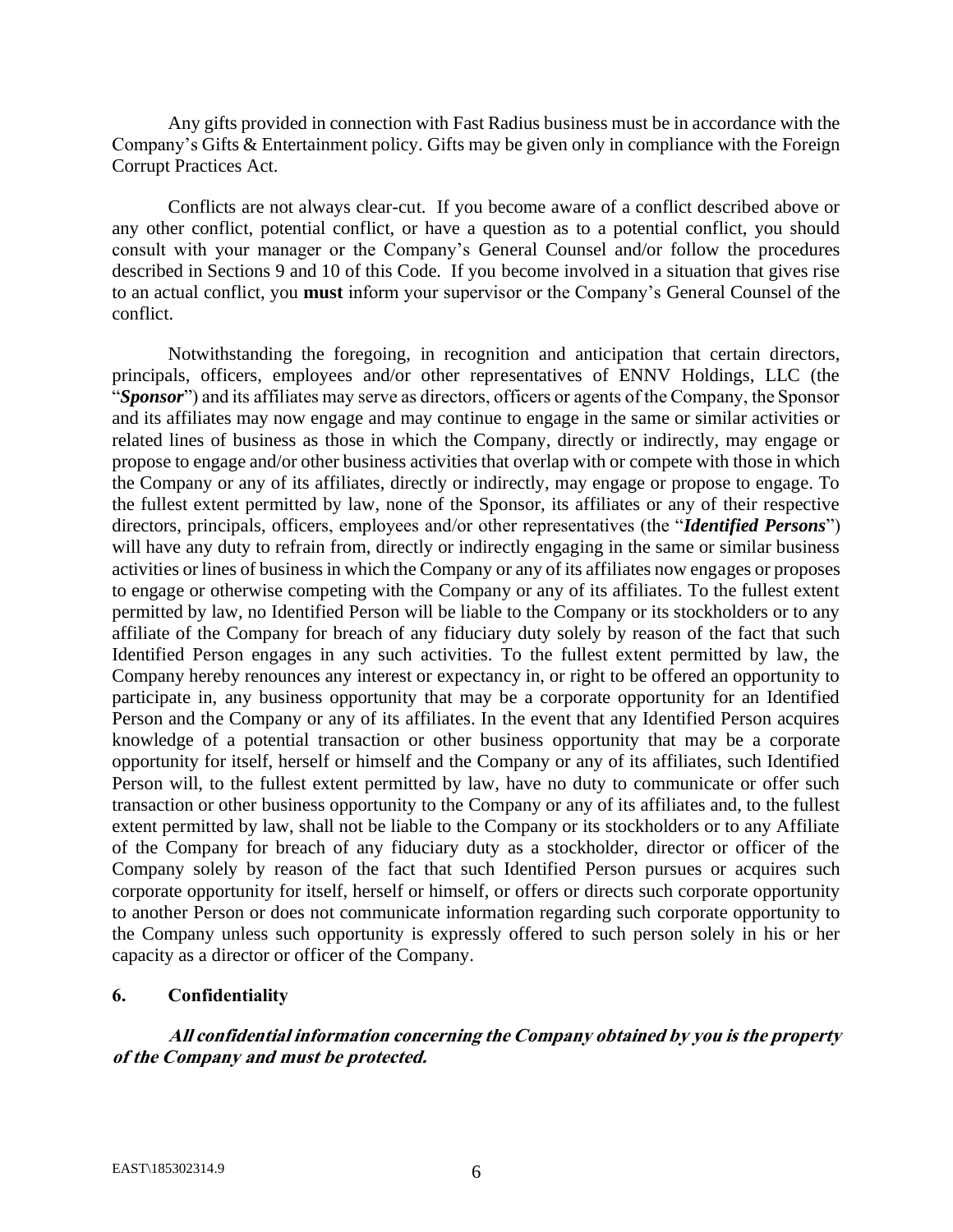Any gifts provided in connection with Fast Radius business must be in accordance with the Company's Gifts & Entertainment policy. Gifts may be given only in compliance with the Foreign Corrupt Practices Act.

Conflicts are not always clear-cut. If you become aware of a conflict described above or any other conflict, potential conflict, or have a question as to a potential conflict, you should consult with your manager or the Company's General Counsel and/or follow the procedures described in Sections 9 and 10 of this Code. If you become involved in a situation that gives rise to an actual conflict, you **must** inform your supervisor or the Company's General Counsel of the conflict.

Notwithstanding the foregoing, in recognition and anticipation that certain directors, principals, officers, employees and/or other representatives of ENNV Holdings, LLC (the "***Sponsor***") and its affiliates may serve as directors, officers or agents of the Company, the Sponsor and its affiliates may now engage and may continue to engage in the same or similar activities or related lines of business as those in which the Company, directly or indirectly, may engage or propose to engage and/or other business activities that overlap with or compete with those in which the Company or any of its affiliates, directly or indirectly, may engage or propose to engage. To the fullest extent permitted by law, none of the Sponsor, its affiliates or any of their respective directors, principals, officers, employees and/or other representatives (the "***Identified Persons***") will have any duty to refrain from, directly or indirectly engaging in the same or similar business activities or lines of business in which the Company or any of its affiliates now engages or proposes to engage or otherwise competing with the Company or any of its affiliates. To the fullest extent permitted by law, no Identified Person will be liable to the Company or its stockholders or to any affiliate of the Company for breach of any fiduciary duty solely by reason of the fact that such Identified Person engages in any such activities. To the fullest extent permitted by law, the Company hereby renounces any interest or expectancy in, or right to be offered an opportunity to participate in, any business opportunity that may be a corporate opportunity for an Identified Person and the Company or any of its affiliates. In the event that any Identified Person acquires knowledge of a potential transaction or other business opportunity that may be a corporate opportunity for itself, herself or himself and the Company or any of its affiliates, such Identified Person will, to the fullest extent permitted by law, have no duty to communicate or offer such transaction or other business opportunity to the Company or any of its affiliates and, to the fullest extent permitted by law, shall not be liable to the Company or its stockholders or to any Affiliate of the Company for breach of any fiduciary duty as a stockholder, director or officer of the Company solely by reason of the fact that such Identified Person pursues or acquires such corporate opportunity for itself, herself or himself, or offers or directs such corporate opportunity to another Person or does not communicate information regarding such corporate opportunity to the Company unless such opportunity is expressly offered to such person solely in his or her capacity as a director or officer of the Company.

## 6. Confidentiality

***All confidential information concerning the Company obtained by you is the property of the Company and must be protected.***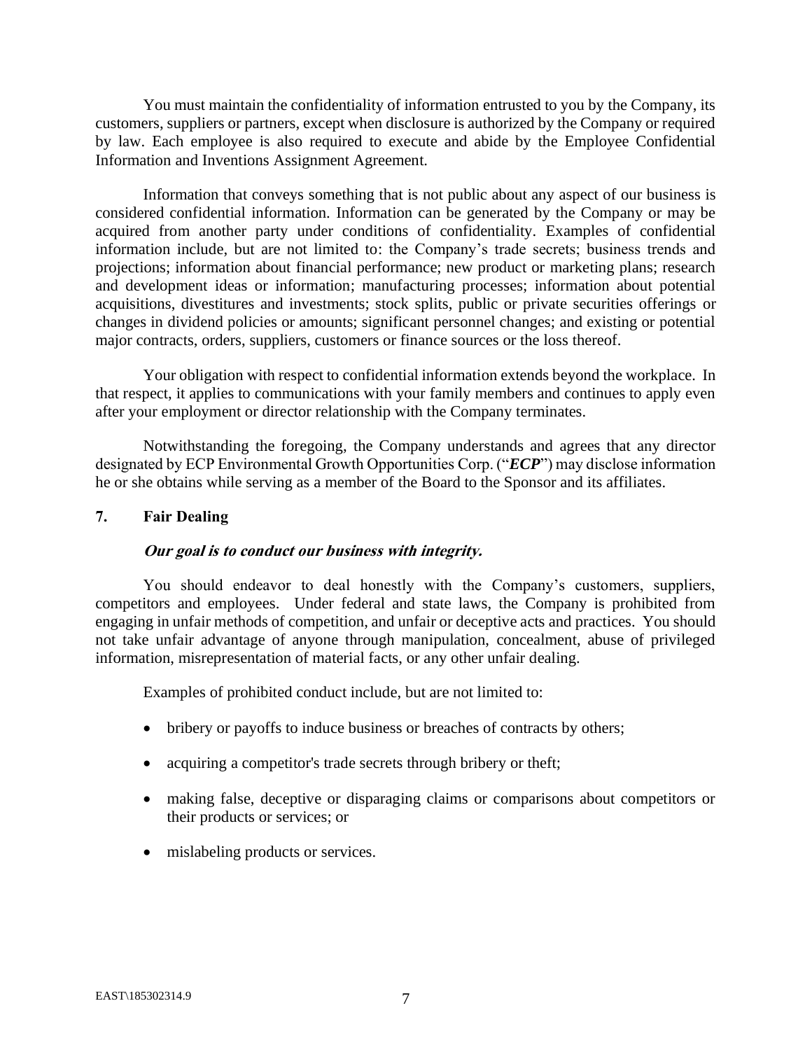You must maintain the confidentiality of information entrusted to you by the Company, its customers, suppliers or partners, except when disclosure is authorized by the Company or required by law. Each employee is also required to execute and abide by the Employee Confidential Information and Inventions Assignment Agreement.

Information that conveys something that is not public about any aspect of our business is considered confidential information. Information can be generated by the Company or may be acquired from another party under conditions of confidentiality. Examples of confidential information include, but are not limited to: the Company's trade secrets; business trends and projections; information about financial performance; new product or marketing plans; research and development ideas or information; manufacturing processes; information about potential acquisitions, divestitures and investments; stock splits, public or private securities offerings or changes in dividend policies or amounts; significant personnel changes; and existing or potential major contracts, orders, suppliers, customers or finance sources or the loss thereof.

Your obligation with respect to confidential information extends beyond the workplace. In that respect, it applies to communications with your family members and continues to apply even after your employment or director relationship with the Company terminates.

Notwithstanding the foregoing, the Company understands and agrees that any director designated by ECP Environmental Growth Opportunities Corp. ("***ECP***") may disclose information he or she obtains while serving as a member of the Board to the Sponsor and its affiliates.

## 7. Fair Dealing

***Our goal is to conduct our business with integrity.***

You should endeavor to deal honestly with the Company's customers, suppliers, competitors and employees. Under federal and state laws, the Company is prohibited from engaging in unfair methods of competition, and unfair or deceptive acts and practices. You should not take unfair advantage of anyone through manipulation, concealment, abuse of privileged information, misrepresentation of material facts, or any other unfair dealing.

Examples of prohibited conduct include, but are not limited to:

- bribery or payoffs to induce business or breaches of contracts by others;
- acquiring a competitor's trade secrets through bribery or theft;
- making false, deceptive or disparaging claims or comparisons about competitors or their products or services; or
- mislabeling products or services.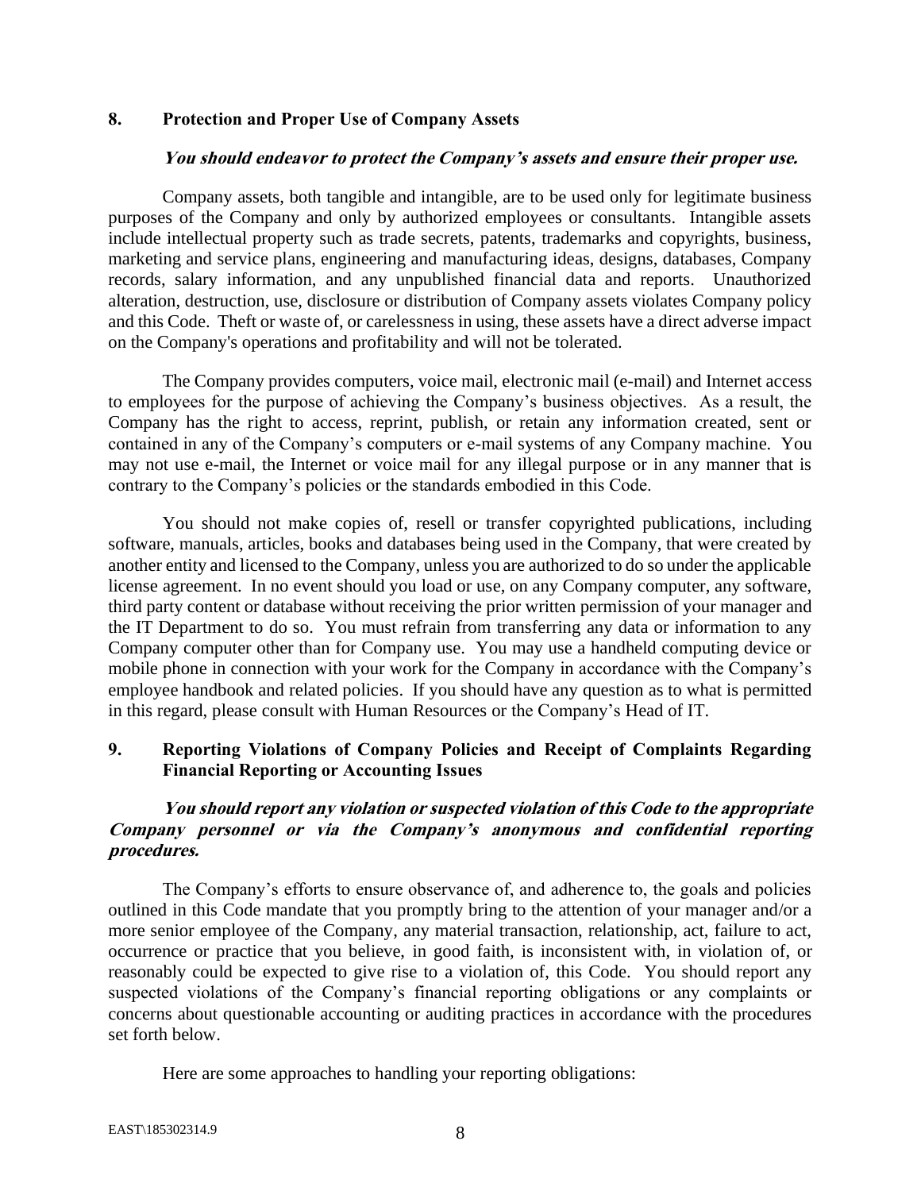## 8. Protection and Proper Use of Company Assets

***You should endeavor to protect the Company's assets and ensure their proper use.***

Company assets, both tangible and intangible, are to be used only for legitimate business purposes of the Company and only by authorized employees or consultants. Intangible assets include intellectual property such as trade secrets, patents, trademarks and copyrights, business, marketing and service plans, engineering and manufacturing ideas, designs, databases, Company records, salary information, and any unpublished financial data and reports. Unauthorized alteration, destruction, use, disclosure or distribution of Company assets violates Company policy and this Code. Theft or waste of, or carelessness in using, these assets have a direct adverse impact on the Company's operations and profitability and will not be tolerated.

The Company provides computers, voice mail, electronic mail (e-mail) and Internet access to employees for the purpose of achieving the Company's business objectives. As a result, the Company has the right to access, reprint, publish, or retain any information created, sent or contained in any of the Company's computers or e-mail systems of any Company machine. You may not use e-mail, the Internet or voice mail for any illegal purpose or in any manner that is contrary to the Company's policies or the standards embodied in this Code.

You should not make copies of, resell or transfer copyrighted publications, including software, manuals, articles, books and databases being used in the Company, that were created by another entity and licensed to the Company, unless you are authorized to do so under the applicable license agreement. In no event should you load or use, on any Company computer, any software, third party content or database without receiving the prior written permission of your manager and the IT Department to do so. You must refrain from transferring any data or information to any Company computer other than for Company use. You may use a handheld computing device or mobile phone in connection with your work for the Company in accordance with the Company's employee handbook and related policies. If you should have any question as to what is permitted in this regard, please consult with Human Resources or the Company's Head of IT.

## 9. Reporting Violations of Company Policies and Receipt of Complaints Regarding Financial Reporting or Accounting Issues

***You should report any violation or suspected violation of this Code to the appropriate Company personnel or via the Company's anonymous and confidential reporting procedures.***

The Company's efforts to ensure observance of, and adherence to, the goals and policies outlined in this Code mandate that you promptly bring to the attention of your manager and/or a more senior employee of the Company, any material transaction, relationship, act, failure to act, occurrence or practice that you believe, in good faith, is inconsistent with, in violation of, or reasonably could be expected to give rise to a violation of, this Code. You should report any suspected violations of the Company's financial reporting obligations or any complaints or concerns about questionable accounting or auditing practices in accordance with the procedures set forth below.

Here are some approaches to handling your reporting obligations: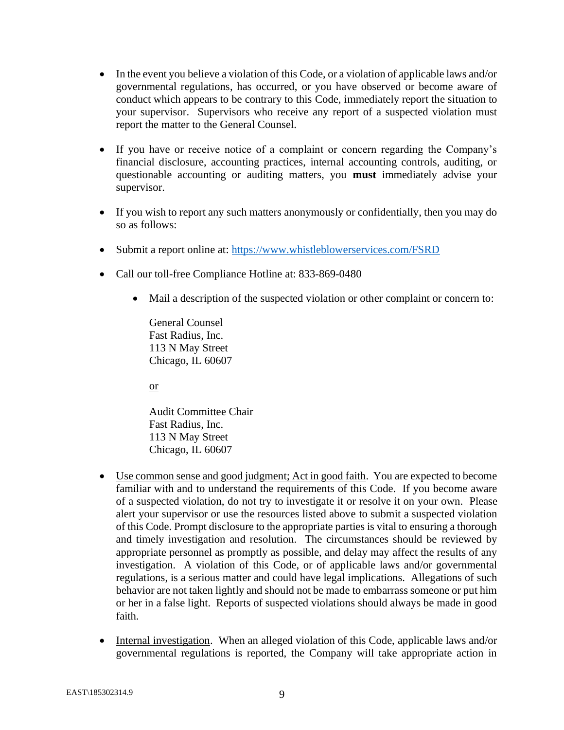- In the event you believe a violation of this Code, or a violation of applicable laws and/or governmental regulations, has occurred, or you have observed or become aware of conduct which appears to be contrary to this Code, immediately report the situation to your supervisor. Supervisors who receive any report of a suspected violation must report the matter to the General Counsel.

- If you have or receive notice of a complaint or concern regarding the Company's financial disclosure, accounting practices, internal accounting controls, auditing, or questionable accounting or auditing matters, you **must** immediately advise your supervisor.

- If you wish to report any such matters anonymously or confidentially, then you may do so as follows:

- Submit a report online at: https://www.whistleblowerservices.com/FSRD

- Call our toll-free Compliance Hotline at: 833-869-0480

  - Mail a description of the suspected violation or other complaint or concern to:

    General Counsel
    Fast Radius, Inc.
    113 N May Street
    Chicago, IL 60607

    or

    Audit Committee Chair
    Fast Radius, Inc.
    113 N May Street
    Chicago, IL 60607

- Use common sense and good judgment; Act in good faith. You are expected to become familiar with and to understand the requirements of this Code. If you become aware of a suspected violation, do not try to investigate it or resolve it on your own. Please alert your supervisor or use the resources listed above to submit a suspected violation of this Code. Prompt disclosure to the appropriate parties is vital to ensuring a thorough and timely investigation and resolution. The circumstances should be reviewed by appropriate personnel as promptly as possible, and delay may affect the results of any investigation. A violation of this Code, or of applicable laws and/or governmental regulations, is a serious matter and could have legal implications. Allegations of such behavior are not taken lightly and should not be made to embarrass someone or put him or her in a false light. Reports of suspected violations should always be made in good faith.

- Internal investigation. When an alleged violation of this Code, applicable laws and/or governmental regulations is reported, the Company will take appropriate action in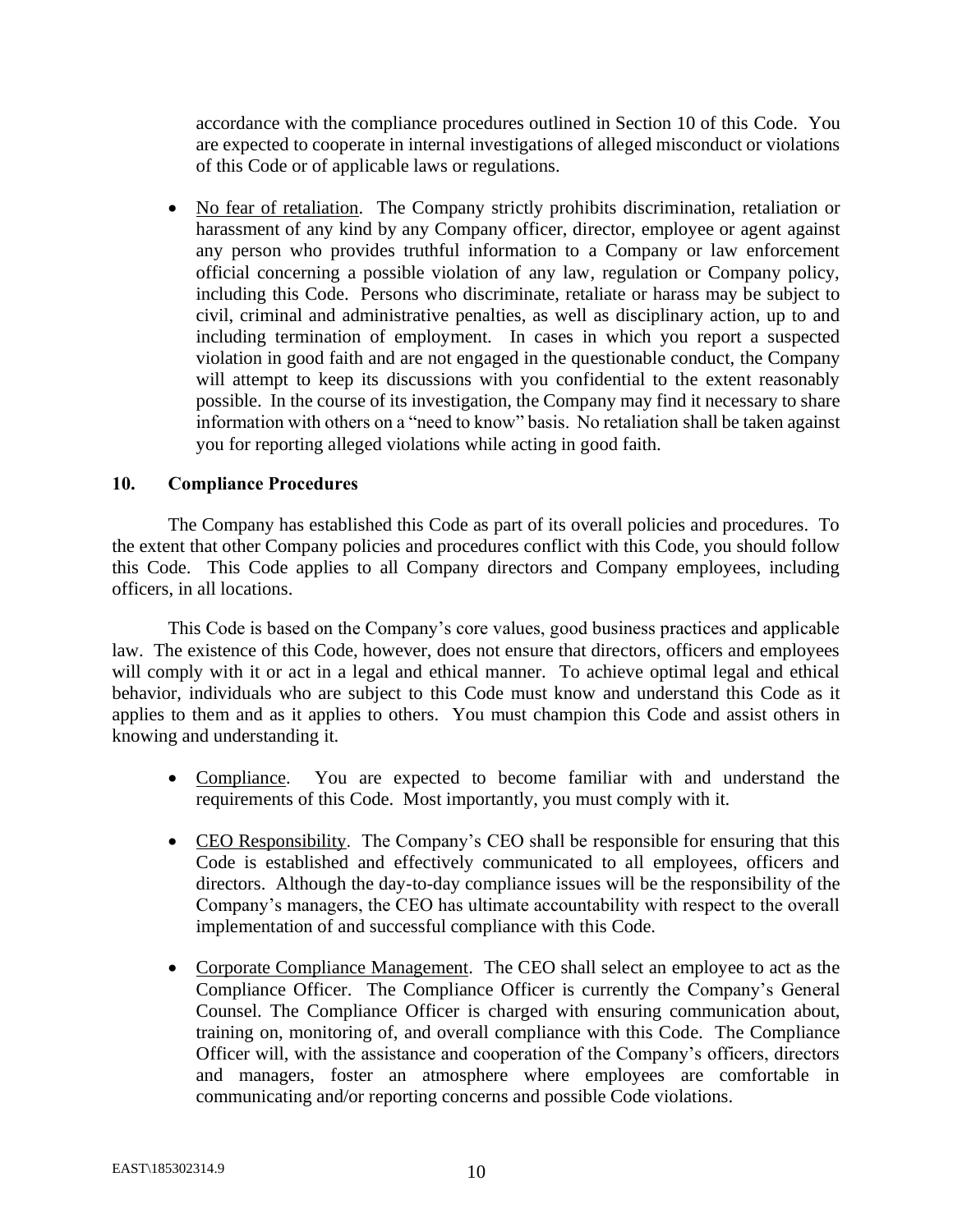accordance with the compliance procedures outlined in Section 10 of this Code. You are expected to cooperate in internal investigations of alleged misconduct or violations of this Code or of applicable laws or regulations.

- No fear of retaliation. The Company strictly prohibits discrimination, retaliation or harassment of any kind by any Company officer, director, employee or agent against any person who provides truthful information to a Company or law enforcement official concerning a possible violation of any law, regulation or Company policy, including this Code. Persons who discriminate, retaliate or harass may be subject to civil, criminal and administrative penalties, as well as disciplinary action, up to and including termination of employment. In cases in which you report a suspected violation in good faith and are not engaged in the questionable conduct, the Company will attempt to keep its discussions with you confidential to the extent reasonably possible. In the course of its investigation, the Company may find it necessary to share information with others on a "need to know" basis. No retaliation shall be taken against you for reporting alleged violations while acting in good faith.

## 10. Compliance Procedures

The Company has established this Code as part of its overall policies and procedures. To the extent that other Company policies and procedures conflict with this Code, you should follow this Code. This Code applies to all Company directors and Company employees, including officers, in all locations.

This Code is based on the Company's core values, good business practices and applicable law. The existence of this Code, however, does not ensure that directors, officers and employees will comply with it or act in a legal and ethical manner. To achieve optimal legal and ethical behavior, individuals who are subject to this Code must know and understand this Code as it applies to them and as it applies to others. You must champion this Code and assist others in knowing and understanding it.

- Compliance. You are expected to become familiar with and understand the requirements of this Code. Most importantly, you must comply with it.

- CEO Responsibility. The Company's CEO shall be responsible for ensuring that this Code is established and effectively communicated to all employees, officers and directors. Although the day-to-day compliance issues will be the responsibility of the Company's managers, the CEO has ultimate accountability with respect to the overall implementation of and successful compliance with this Code.

- Corporate Compliance Management. The CEO shall select an employee to act as the Compliance Officer. The Compliance Officer is currently the Company's General Counsel. The Compliance Officer is charged with ensuring communication about, training on, monitoring of, and overall compliance with this Code. The Compliance Officer will, with the assistance and cooperation of the Company's officers, directors and managers, foster an atmosphere where employees are comfortable in communicating and/or reporting concerns and possible Code violations.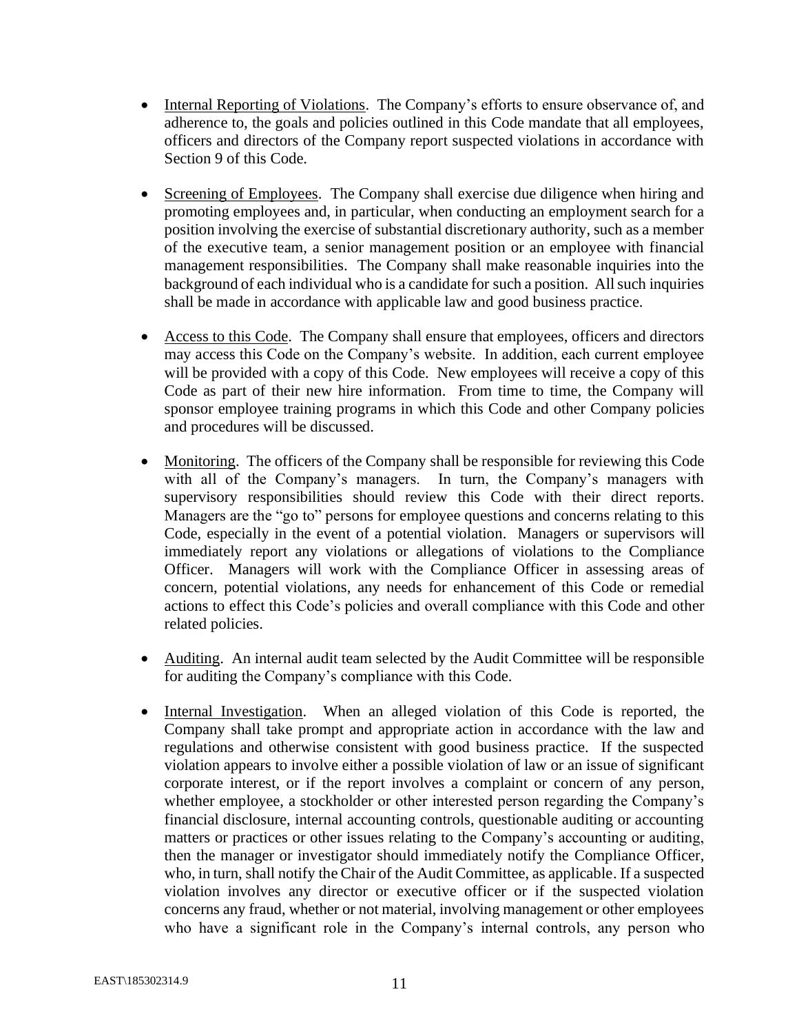- Internal Reporting of Violations. The Company's efforts to ensure observance of, and adherence to, the goals and policies outlined in this Code mandate that all employees, officers and directors of the Company report suspected violations in accordance with Section 9 of this Code.

- Screening of Employees. The Company shall exercise due diligence when hiring and promoting employees and, in particular, when conducting an employment search for a position involving the exercise of substantial discretionary authority, such as a member of the executive team, a senior management position or an employee with financial management responsibilities. The Company shall make reasonable inquiries into the background of each individual who is a candidate for such a position. All such inquiries shall be made in accordance with applicable law and good business practice.

- Access to this Code. The Company shall ensure that employees, officers and directors may access this Code on the Company's website. In addition, each current employee will be provided with a copy of this Code. New employees will receive a copy of this Code as part of their new hire information. From time to time, the Company will sponsor employee training programs in which this Code and other Company policies and procedures will be discussed.

- Monitoring. The officers of the Company shall be responsible for reviewing this Code with all of the Company's managers. In turn, the Company's managers with supervisory responsibilities should review this Code with their direct reports. Managers are the "go to" persons for employee questions and concerns relating to this Code, especially in the event of a potential violation. Managers or supervisors will immediately report any violations or allegations of violations to the Compliance Officer. Managers will work with the Compliance Officer in assessing areas of concern, potential violations, any needs for enhancement of this Code or remedial actions to effect this Code's policies and overall compliance with this Code and other related policies.

- Auditing. An internal audit team selected by the Audit Committee will be responsible for auditing the Company's compliance with this Code.

- Internal Investigation. When an alleged violation of this Code is reported, the Company shall take prompt and appropriate action in accordance with the law and regulations and otherwise consistent with good business practice. If the suspected violation appears to involve either a possible violation of law or an issue of significant corporate interest, or if the report involves a complaint or concern of any person, whether employee, a stockholder or other interested person regarding the Company's financial disclosure, internal accounting controls, questionable auditing or accounting matters or practices or other issues relating to the Company's accounting or auditing, then the manager or investigator should immediately notify the Compliance Officer, who, in turn, shall notify the Chair of the Audit Committee, as applicable. If a suspected violation involves any director or executive officer or if the suspected violation concerns any fraud, whether or not material, involving management or other employees who have a significant role in the Company's internal controls, any person who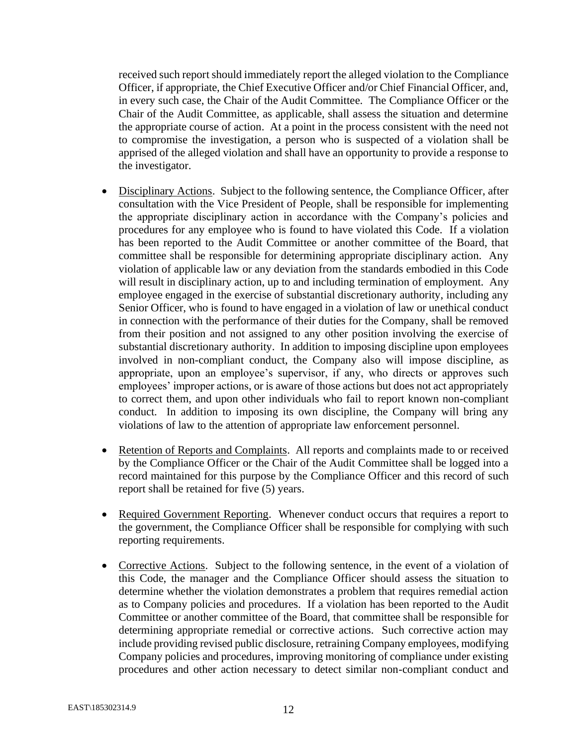received such report should immediately report the alleged violation to the Compliance Officer, if appropriate, the Chief Executive Officer and/or Chief Financial Officer, and, in every such case, the Chair of the Audit Committee. The Compliance Officer or the Chair of the Audit Committee, as applicable, shall assess the situation and determine the appropriate course of action. At a point in the process consistent with the need not to compromise the investigation, a person who is suspected of a violation shall be apprised of the alleged violation and shall have an opportunity to provide a response to the investigator.

- Disciplinary Actions. Subject to the following sentence, the Compliance Officer, after consultation with the Vice President of People, shall be responsible for implementing the appropriate disciplinary action in accordance with the Company's policies and procedures for any employee who is found to have violated this Code. If a violation has been reported to the Audit Committee or another committee of the Board, that committee shall be responsible for determining appropriate disciplinary action. Any violation of applicable law or any deviation from the standards embodied in this Code will result in disciplinary action, up to and including termination of employment. Any employee engaged in the exercise of substantial discretionary authority, including any Senior Officer, who is found to have engaged in a violation of law or unethical conduct in connection with the performance of their duties for the Company, shall be removed from their position and not assigned to any other position involving the exercise of substantial discretionary authority. In addition to imposing discipline upon employees involved in non-compliant conduct, the Company also will impose discipline, as appropriate, upon an employee's supervisor, if any, who directs or approves such employees' improper actions, or is aware of those actions but does not act appropriately to correct them, and upon other individuals who fail to report known non-compliant conduct. In addition to imposing its own discipline, the Company will bring any violations of law to the attention of appropriate law enforcement personnel.

- Retention of Reports and Complaints. All reports and complaints made to or received by the Compliance Officer or the Chair of the Audit Committee shall be logged into a record maintained for this purpose by the Compliance Officer and this record of such report shall be retained for five (5) years.

- Required Government Reporting. Whenever conduct occurs that requires a report to the government, the Compliance Officer shall be responsible for complying with such reporting requirements.

- Corrective Actions. Subject to the following sentence, in the event of a violation of this Code, the manager and the Compliance Officer should assess the situation to determine whether the violation demonstrates a problem that requires remedial action as to Company policies and procedures. If a violation has been reported to the Audit Committee or another committee of the Board, that committee shall be responsible for determining appropriate remedial or corrective actions. Such corrective action may include providing revised public disclosure, retraining Company employees, modifying Company policies and procedures, improving monitoring of compliance under existing procedures and other action necessary to detect similar non-compliant conduct and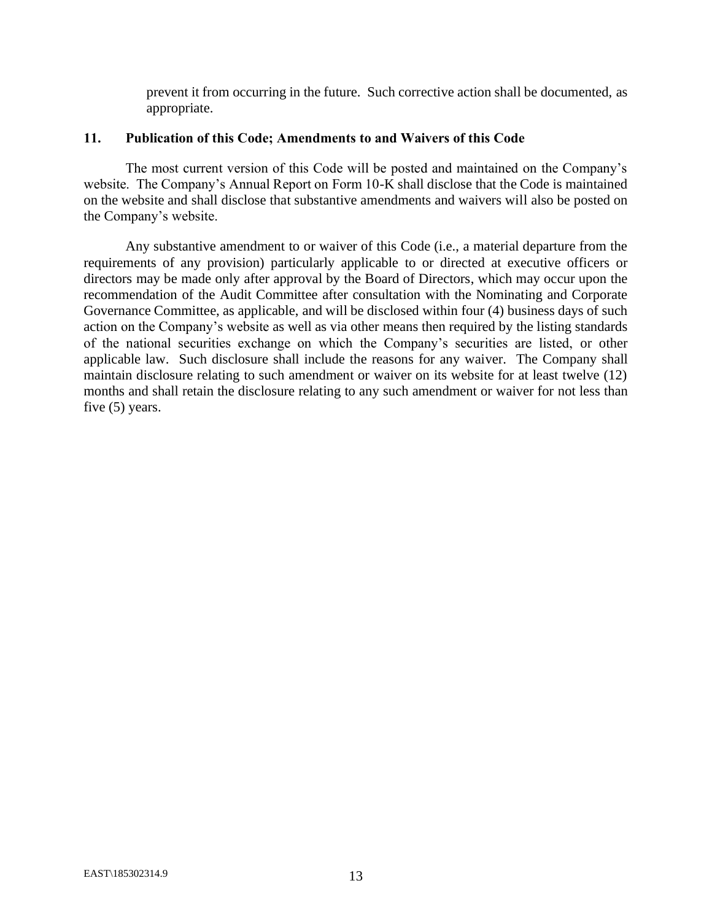prevent it from occurring in the future. Such corrective action shall be documented, as appropriate.

## 11. Publication of this Code; Amendments to and Waivers of this Code

The most current version of this Code will be posted and maintained on the Company's website. The Company's Annual Report on Form 10-K shall disclose that the Code is maintained on the website and shall disclose that substantive amendments and waivers will also be posted on the Company's website.

Any substantive amendment to or waiver of this Code (i.e., a material departure from the requirements of any provision) particularly applicable to or directed at executive officers or directors may be made only after approval by the Board of Directors, which may occur upon the recommendation of the Audit Committee after consultation with the Nominating and Corporate Governance Committee, as applicable, and will be disclosed within four (4) business days of such action on the Company's website as well as via other means then required by the listing standards of the national securities exchange on which the Company's securities are listed, or other applicable law. Such disclosure shall include the reasons for any waiver. The Company shall maintain disclosure relating to such amendment or waiver on its website for at least twelve (12) months and shall retain the disclosure relating to any such amendment or waiver for not less than five (5) years.